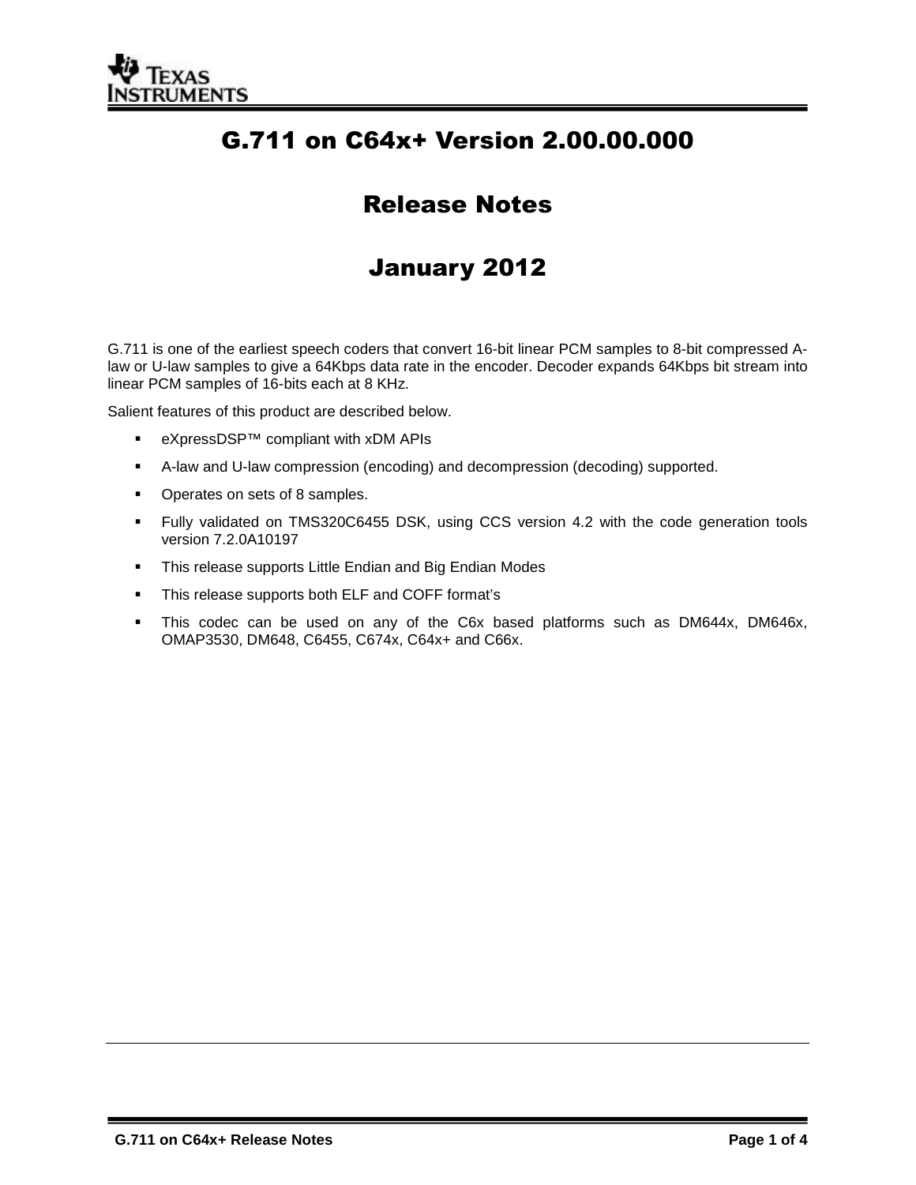# G.711 on C64x+ Version 2.00.00.000

# Release Notes

# January 2012

G.711 is one of the earliest speech coders that convert 16-bit linear PCM samples to 8-bit compressed A-law or U-law samples to give a 64Kbps data rate in the encoder. Decoder expands 64Kbps bit stream into linear PCM samples of 16-bits each at 8 KHz.

Salient features of this product are described below.

- eXpressDSP™ compliant with xDM APIs
- A-law and U-law compression (encoding) and decompression (decoding) supported.
- Operates on sets of 8 samples.
- Fully validated on TMS320C6455 DSK, using CCS version 4.2 with the code generation tools version 7.2.0A10197
- This release supports Little Endian and Big Endian Modes
- This release supports both ELF and COFF format's
- This codec can be used on any of the C6x based platforms such as DM644x, DM646x, OMAP3530, DM648, C6455, C674x, C64x+ and C66x.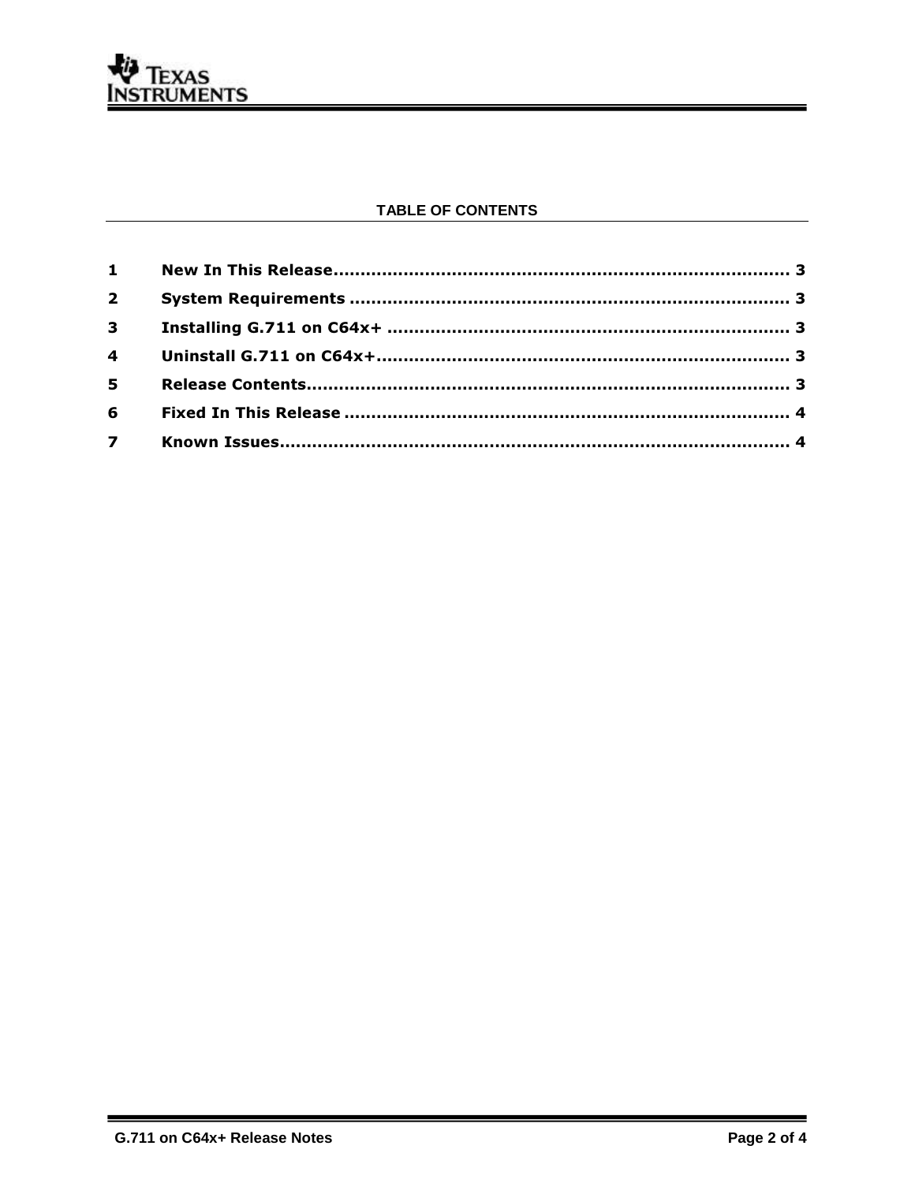**TABLE OF CONTENTS**

| | | |
|---|---|---|
| 1 | New In This Release | 3 |
| 2 | System Requirements | 3 |
| 3 | Installing G.711 on C64x+ | 3 |
| 4 | Uninstall G.711 on C64x+ | 3 |
| 5 | Release Contents | 3 |
| 6 | Fixed In This Release | 4 |
| 7 | Known Issues | 4 |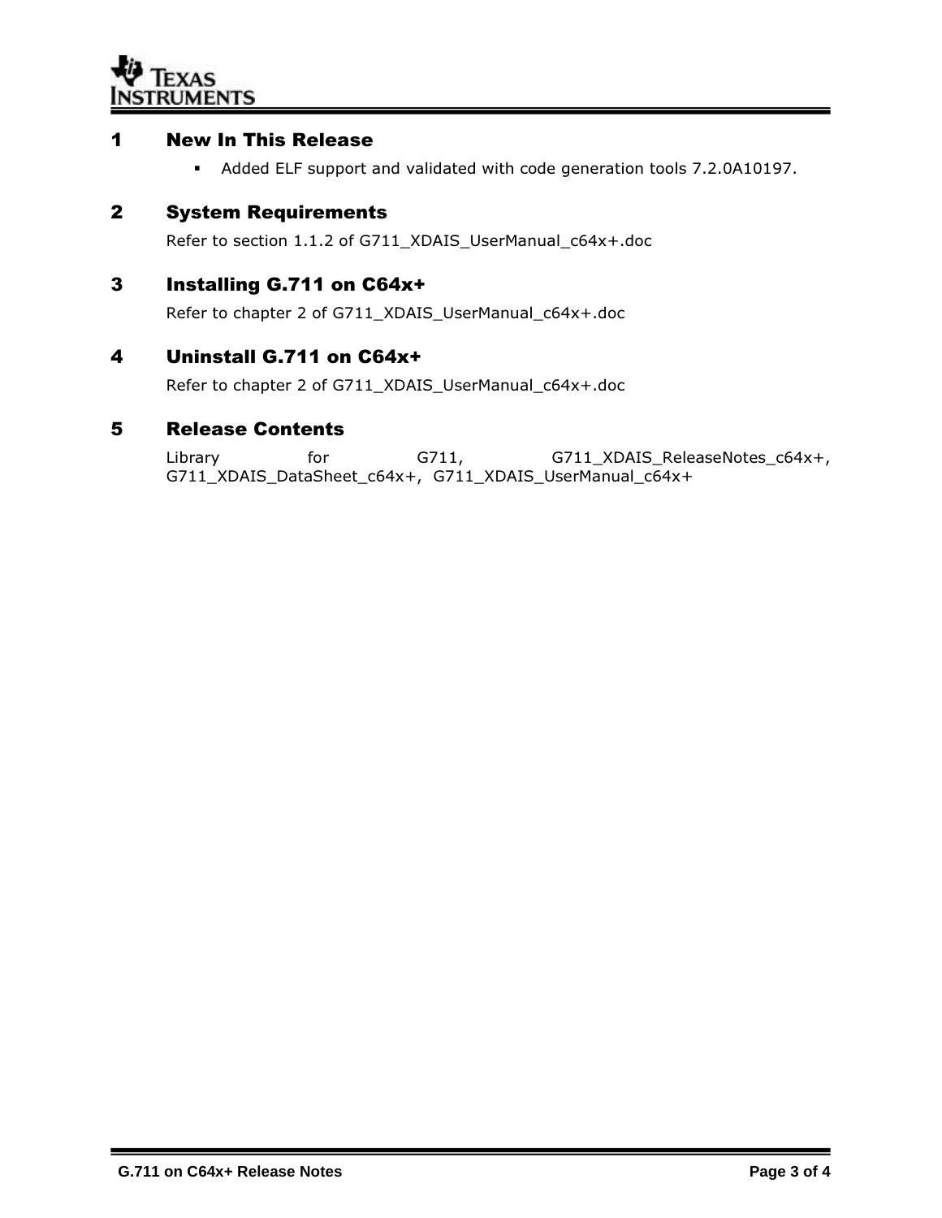# 1 New In This Release

- Added ELF support and validated with code generation tools 7.2.0A10197.

# 2 System Requirements

Refer to section 1.1.2 of G711_XDAIS_UserManual_c64x+.doc

# 3 Installing G.711 on C64x+

Refer to chapter 2 of G711_XDAIS_UserManual_c64x+.doc

# 4 Uninstall G.711 on C64x+

Refer to chapter 2 of G711_XDAIS_UserManual_c64x+.doc

# 5 Release Contents

Library for G711, G711_XDAIS_ReleaseNotes_c64x+, G711_XDAIS_DataSheet_c64x+, G711_XDAIS_UserManual_c64x+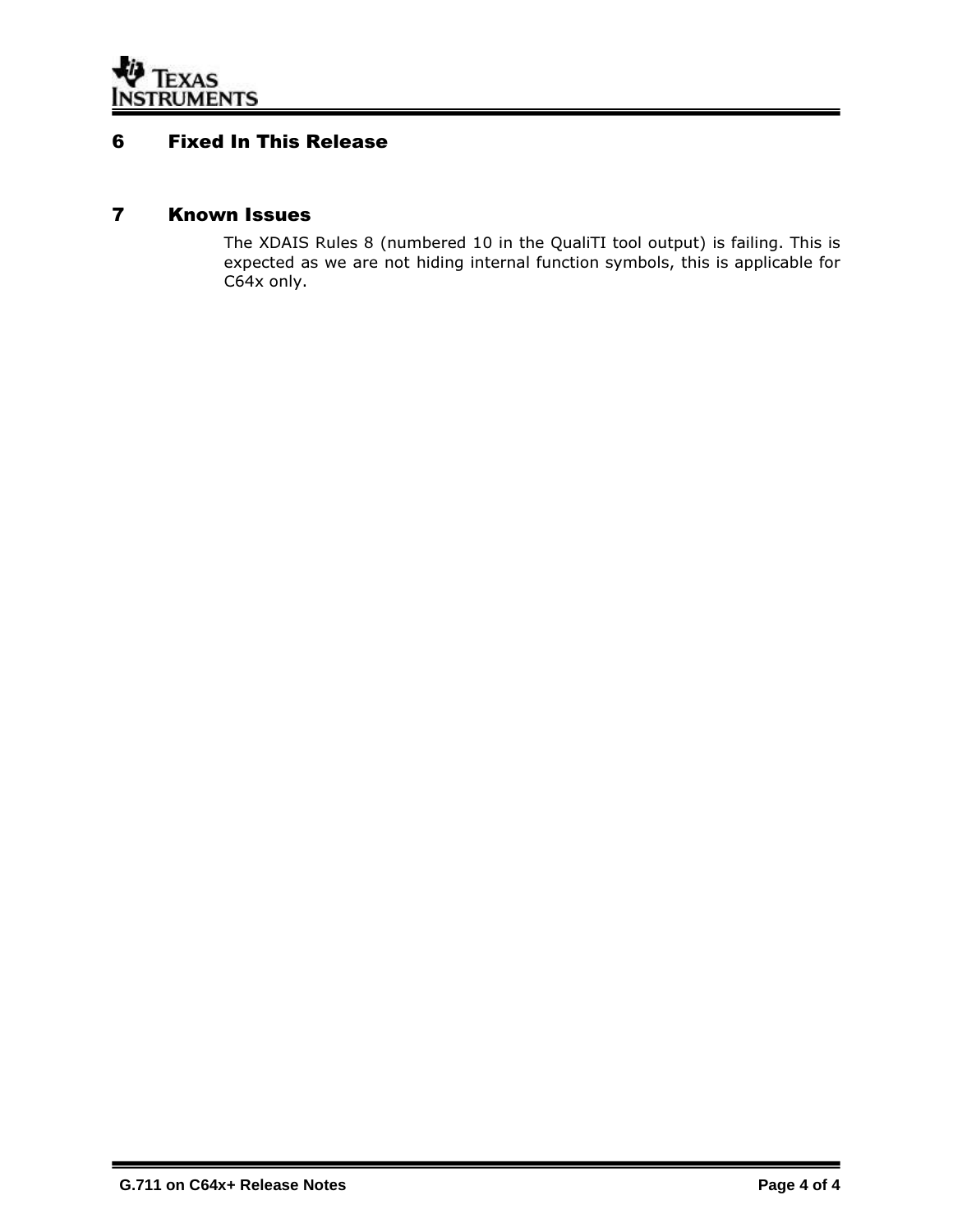# 6 Fixed In This Release

# 7 Known Issues

The XDAIS Rules 8 (numbered 10 in the QualiTI tool output) is failing. This is expected as we are not hiding internal function symbols, this is applicable for C64x only.